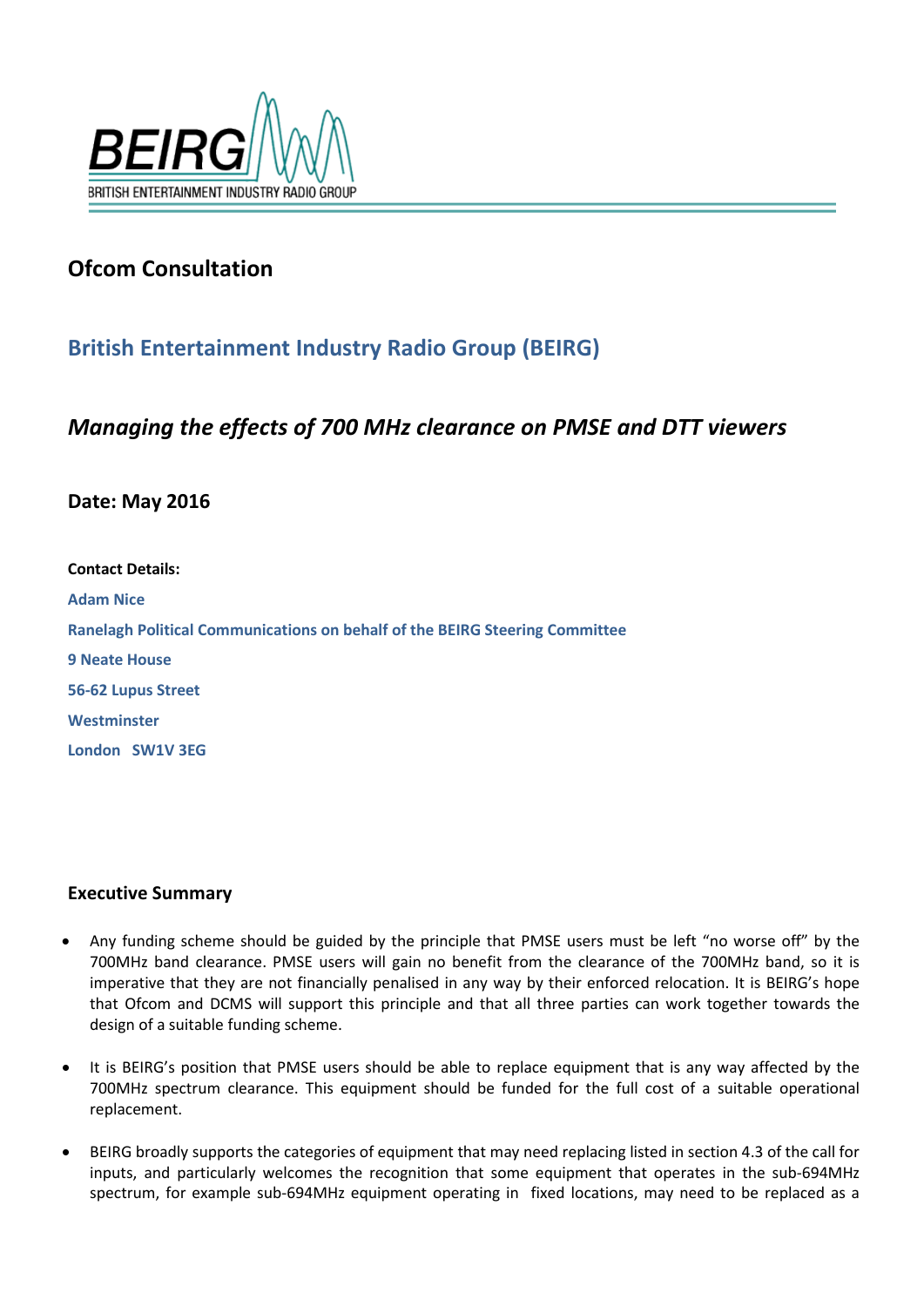BEIRG

BRITISH ENTERTAINMENT INDUSTRY RADIO GROUP

## Ofcom Consultation

## British Entertainment Industry Radio Group (BEIRG)

## *Managing the effects of 700 MHz clearance on PMSE and DTT viewers*

### Date: May 2016

**Contact Details:**

**Adam Nice**

**Ranelagh Political Communications on behalf of the BEIRG Steering Committee**

**9 Neate House**

**56-62 Lupus Street**

**Westminster**

**London SW1V 3EG**

### Executive Summary

- Any funding scheme should be guided by the principle that PMSE users must be left "no worse off" by the 700MHz band clearance. PMSE users will gain no benefit from the clearance of the 700MHz band, so it is imperative that they are not financially penalised in any way by their enforced relocation. It is BEIRG's hope that Ofcom and DCMS will support this principle and that all three parties can work together towards the design of a suitable funding scheme.

- It is BEIRG's position that PMSE users should be able to replace equipment that is any way affected by the 700MHz spectrum clearance. This equipment should be funded for the full cost of a suitable operational replacement.

- BEIRG broadly supports the categories of equipment that may need replacing listed in section 4.3 of the call for inputs, and particularly welcomes the recognition that some equipment that operates in the sub-694MHz spectrum, for example sub-694MHz equipment operating in fixed locations, may need to be replaced as a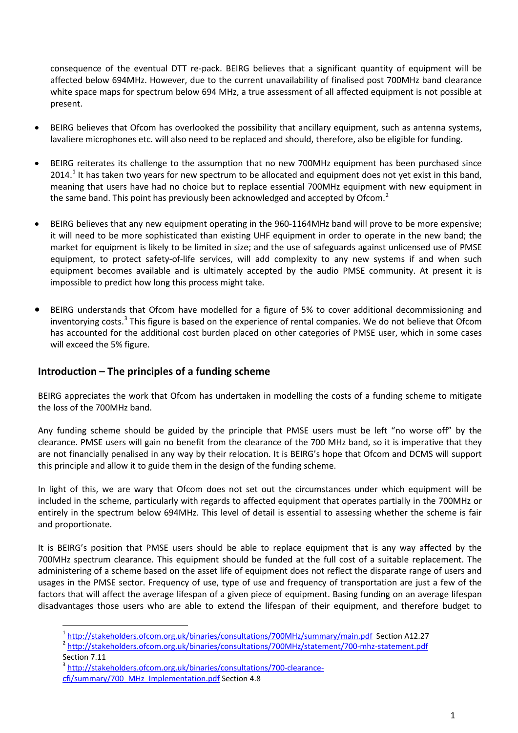consequence of the eventual DTT re-pack. BEIRG believes that a significant quantity of equipment will be affected below 694MHz. However, due to the current unavailability of finalised post 700MHz band clearance white space maps for spectrum below 694 MHz, a true assessment of all affected equipment is not possible at present.

- BEIRG believes that Ofcom has overlooked the possibility that ancillary equipment, such as antenna systems, lavaliere microphones etc. will also need to be replaced and should, therefore, also be eligible for funding.
- BEIRG reiterates its challenge to the assumption that no new 700MHz equipment has been purchased since 2014.[1] It has taken two years for new spectrum to be allocated and equipment does not yet exist in this band, meaning that users have had no choice but to replace essential 700MHz equipment with new equipment in the same band. This point has previously been acknowledged and accepted by Ofcom.[2]
- BEIRG believes that any new equipment operating in the 960-1164MHz band will prove to be more expensive; it will need to be more sophisticated than existing UHF equipment in order to operate in the new band; the market for equipment is likely to be limited in size; and the use of safeguards against unlicensed use of PMSE equipment, to protect safety-of-life services, will add complexity to any new systems if and when such equipment becomes available and is ultimately accepted by the audio PMSE community. At present it is impossible to predict how long this process might take.
- BEIRG understands that Ofcom have modelled for a figure of 5% to cover additional decommissioning and inventorying costs.[3] This figure is based on the experience of rental companies. We do not believe that Ofcom has accounted for the additional cost burden placed on other categories of PMSE user, which in some cases will exceed the 5% figure.

## Introduction – The principles of a funding scheme

BEIRG appreciates the work that Ofcom has undertaken in modelling the costs of a funding scheme to mitigate the loss of the 700MHz band.

Any funding scheme should be guided by the principle that PMSE users must be left "no worse off" by the clearance. PMSE users will gain no benefit from the clearance of the 700 MHz band, so it is imperative that they are not financially penalised in any way by their relocation. It is BEIRG's hope that Ofcom and DCMS will support this principle and allow it to guide them in the design of the funding scheme.

In light of this, we are wary that Ofcom does not set out the circumstances under which equipment will be included in the scheme, particularly with regards to affected equipment that operates partially in the 700MHz or entirely in the spectrum below 694MHz. This level of detail is essential to assessing whether the scheme is fair and proportionate.

It is BEIRG's position that PMSE users should be able to replace equipment that is any way affected by the 700MHz spectrum clearance. This equipment should be funded at the full cost of a suitable replacement. The administering of a scheme based on the asset life of equipment does not reflect the disparate range of users and usages in the PMSE sector. Frequency of use, type of use and frequency of transportation are just a few of the factors that will affect the average lifespan of a given piece of equipment. Basing funding on an average lifespan disadvantages those users who are able to extend the lifespan of their equipment, and therefore budget to

[1] http://stakeholders.ofcom.org.uk/binaries/consultations/700MHz/summary/main.pdf Section A12.27

[2] http://stakeholders.ofcom.org.uk/binaries/consultations/700MHz/statement/700-mhz-statement.pdf Section 7.11

[3] http://stakeholders.ofcom.org.uk/binaries/consultations/700-clearance-cfi/summary/700_MHz_Implementation.pdf Section 4.8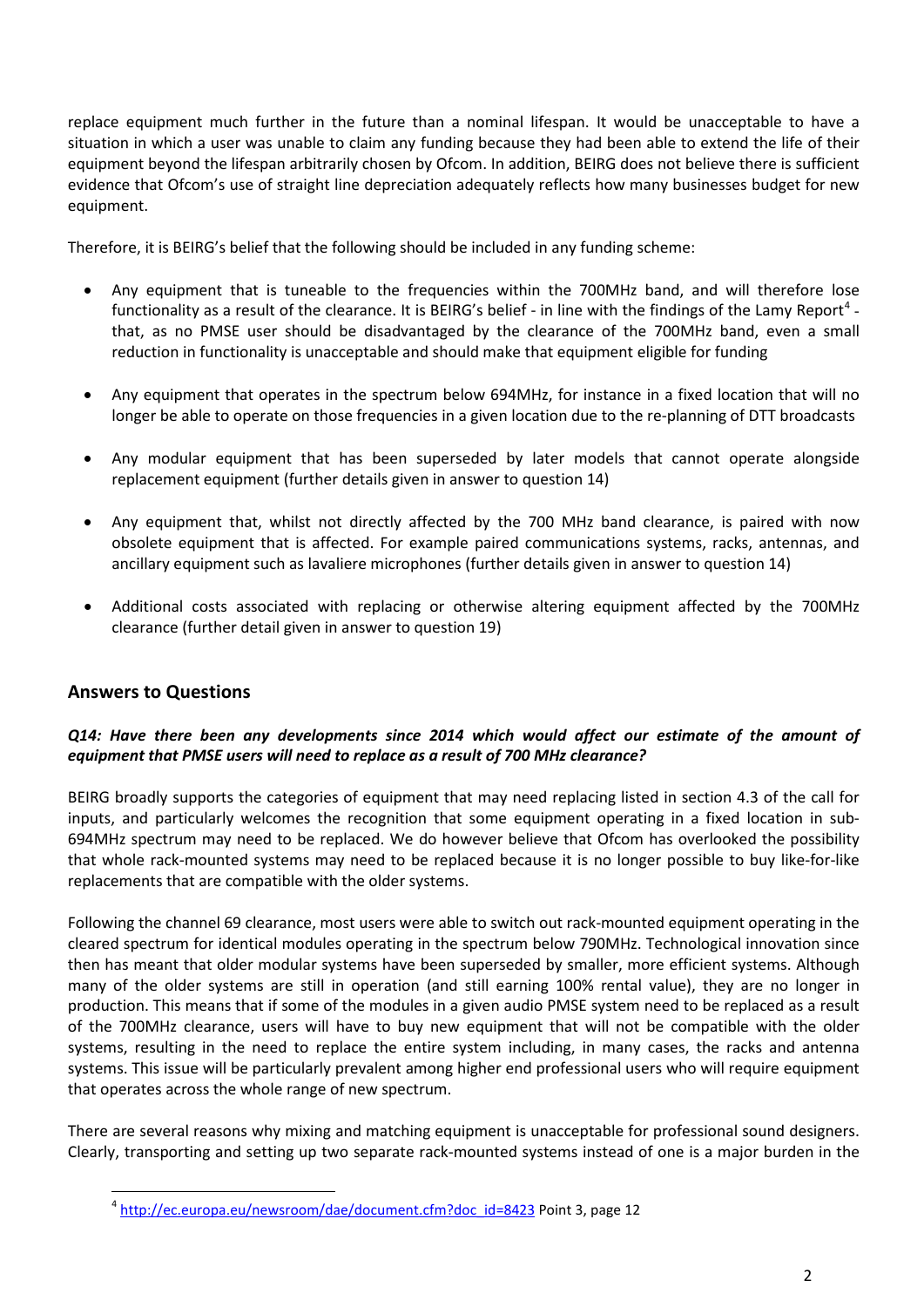replace equipment much further in the future than a nominal lifespan. It would be unacceptable to have a situation in which a user was unable to claim any funding because they had been able to extend the life of their equipment beyond the lifespan arbitrarily chosen by Ofcom. In addition, BEIRG does not believe there is sufficient evidence that Ofcom's use of straight line depreciation adequately reflects how many businesses budget for new equipment.

Therefore, it is BEIRG's belief that the following should be included in any funding scheme:

- Any equipment that is tuneable to the frequencies within the 700MHz band, and will therefore lose functionality as a result of the clearance. It is BEIRG's belief - in line with the findings of the Lamy Report[4] - that, as no PMSE user should be disadvantaged by the clearance of the 700MHz band, even a small reduction in functionality is unacceptable and should make that equipment eligible for funding
- Any equipment that operates in the spectrum below 694MHz, for instance in a fixed location that will no longer be able to operate on those frequencies in a given location due to the re-planning of DTT broadcasts
- Any modular equipment that has been superseded by later models that cannot operate alongside replacement equipment (further details given in answer to question 14)
- Any equipment that, whilst not directly affected by the 700 MHz band clearance, is paired with now obsolete equipment that is affected. For example paired communications systems, racks, antennas, and ancillary equipment such as lavaliere microphones (further details given in answer to question 14)
- Additional costs associated with replacing or otherwise altering equipment affected by the 700MHz clearance (further detail given in answer to question 19)

## Answers to Questions

### *Q14: Have there been any developments since 2014 which would affect our estimate of the amount of equipment that PMSE users will need to replace as a result of 700 MHz clearance?*

BEIRG broadly supports the categories of equipment that may need replacing listed in section 4.3 of the call for inputs, and particularly welcomes the recognition that some equipment operating in a fixed location in sub-694MHz spectrum may need to be replaced. We do however believe that Ofcom has overlooked the possibility that whole rack-mounted systems may need to be replaced because it is no longer possible to buy like-for-like replacements that are compatible with the older systems.

Following the channel 69 clearance, most users were able to switch out rack-mounted equipment operating in the cleared spectrum for identical modules operating in the spectrum below 790MHz. Technological innovation since then has meant that older modular systems have been superseded by smaller, more efficient systems. Although many of the older systems are still in operation (and still earning 100% rental value), they are no longer in production. This means that if some of the modules in a given audio PMSE system need to be replaced as a result of the 700MHz clearance, users will have to buy new equipment that will not be compatible with the older systems, resulting in the need to replace the entire system including, in many cases, the racks and antenna systems. This issue will be particularly prevalent among higher end professional users who will require equipment that operates across the whole range of new spectrum.

There are several reasons why mixing and matching equipment is unacceptable for professional sound designers. Clearly, transporting and setting up two separate rack-mounted systems instead of one is a major burden in the

[4] http://ec.europa.eu/newsroom/dae/document.cfm?doc_id=8423 Point 3, page 12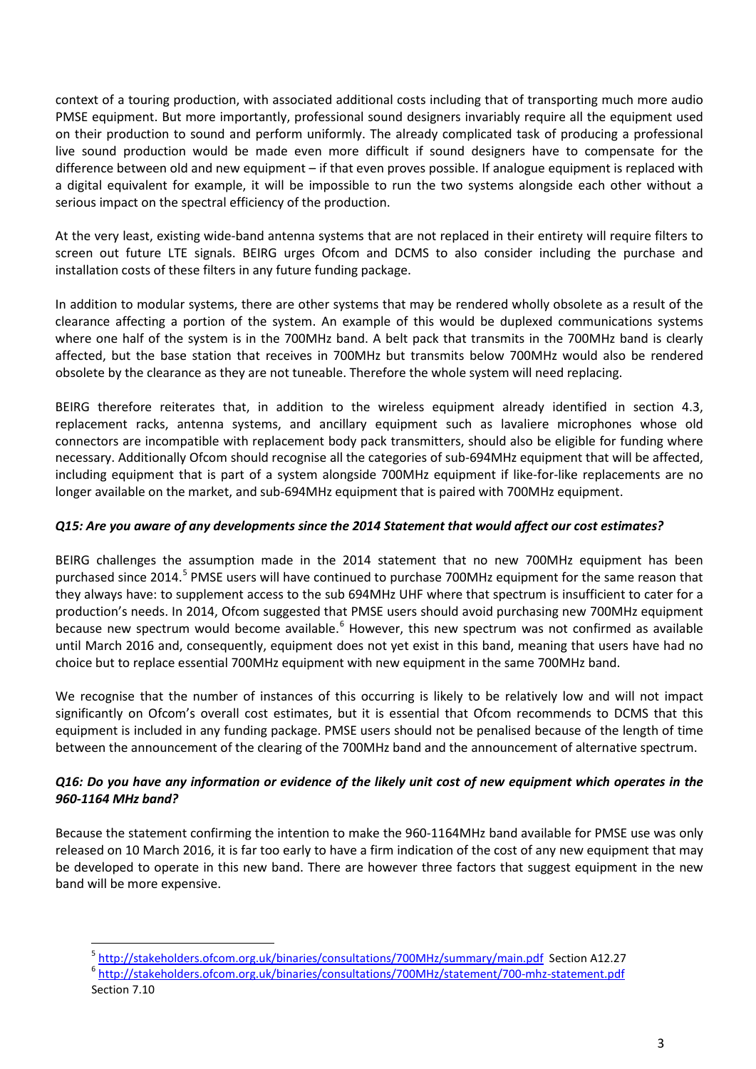context of a touring production, with associated additional costs including that of transporting much more audio PMSE equipment. But more importantly, professional sound designers invariably require all the equipment used on their production to sound and perform uniformly. The already complicated task of producing a professional live sound production would be made even more difficult if sound designers have to compensate for the difference between old and new equipment – if that even proves possible. If analogue equipment is replaced with a digital equivalent for example, it will be impossible to run the two systems alongside each other without a serious impact on the spectral efficiency of the production.

At the very least, existing wide-band antenna systems that are not replaced in their entirety will require filters to screen out future LTE signals. BEIRG urges Ofcom and DCMS to also consider including the purchase and installation costs of these filters in any future funding package.

In addition to modular systems, there are other systems that may be rendered wholly obsolete as a result of the clearance affecting a portion of the system. An example of this would be duplexed communications systems where one half of the system is in the 700MHz band. A belt pack that transmits in the 700MHz band is clearly affected, but the base station that receives in 700MHz but transmits below 700MHz would also be rendered obsolete by the clearance as they are not tuneable. Therefore the whole system will need replacing.

BEIRG therefore reiterates that, in addition to the wireless equipment already identified in section 4.3, replacement racks, antenna systems, and ancillary equipment such as lavaliere microphones whose old connectors are incompatible with replacement body pack transmitters, should also be eligible for funding where necessary. Additionally Ofcom should recognise all the categories of sub-694MHz equipment that will be affected, including equipment that is part of a system alongside 700MHz equipment if like-for-like replacements are no longer available on the market, and sub-694MHz equipment that is paired with 700MHz equipment.

***Q15: Are you aware of any developments since the 2014 Statement that would affect our cost estimates?***

BEIRG challenges the assumption made in the 2014 statement that no new 700MHz equipment has been purchased since 2014.[5] PMSE users will have continued to purchase 700MHz equipment for the same reason that they always have: to supplement access to the sub 694MHz UHF where that spectrum is insufficient to cater for a production's needs. In 2014, Ofcom suggested that PMSE users should avoid purchasing new 700MHz equipment because new spectrum would become available.[6] However, this new spectrum was not confirmed as available until March 2016 and, consequently, equipment does not yet exist in this band, meaning that users have had no choice but to replace essential 700MHz equipment with new equipment in the same 700MHz band.

We recognise that the number of instances of this occurring is likely to be relatively low and will not impact significantly on Ofcom's overall cost estimates, but it is essential that Ofcom recommends to DCMS that this equipment is included in any funding package. PMSE users should not be penalised because of the length of time between the announcement of the clearing of the 700MHz band and the announcement of alternative spectrum.

***Q16: Do you have any information or evidence of the likely unit cost of new equipment which operates in the 960-1164 MHz band?***

Because the statement confirming the intention to make the 960-1164MHz band available for PMSE use was only released on 10 March 2016, it is far too early to have a firm indication of the cost of any new equipment that may be developed to operate in this new band. There are however three factors that suggest equipment in the new band will be more expensive.

---

[5] http://stakeholders.ofcom.org.uk/binaries/consultations/700MHz/summary/main.pdf Section A12.27

[6] http://stakeholders.ofcom.org.uk/binaries/consultations/700MHz/statement/700-mhz-statement.pdf Section 7.10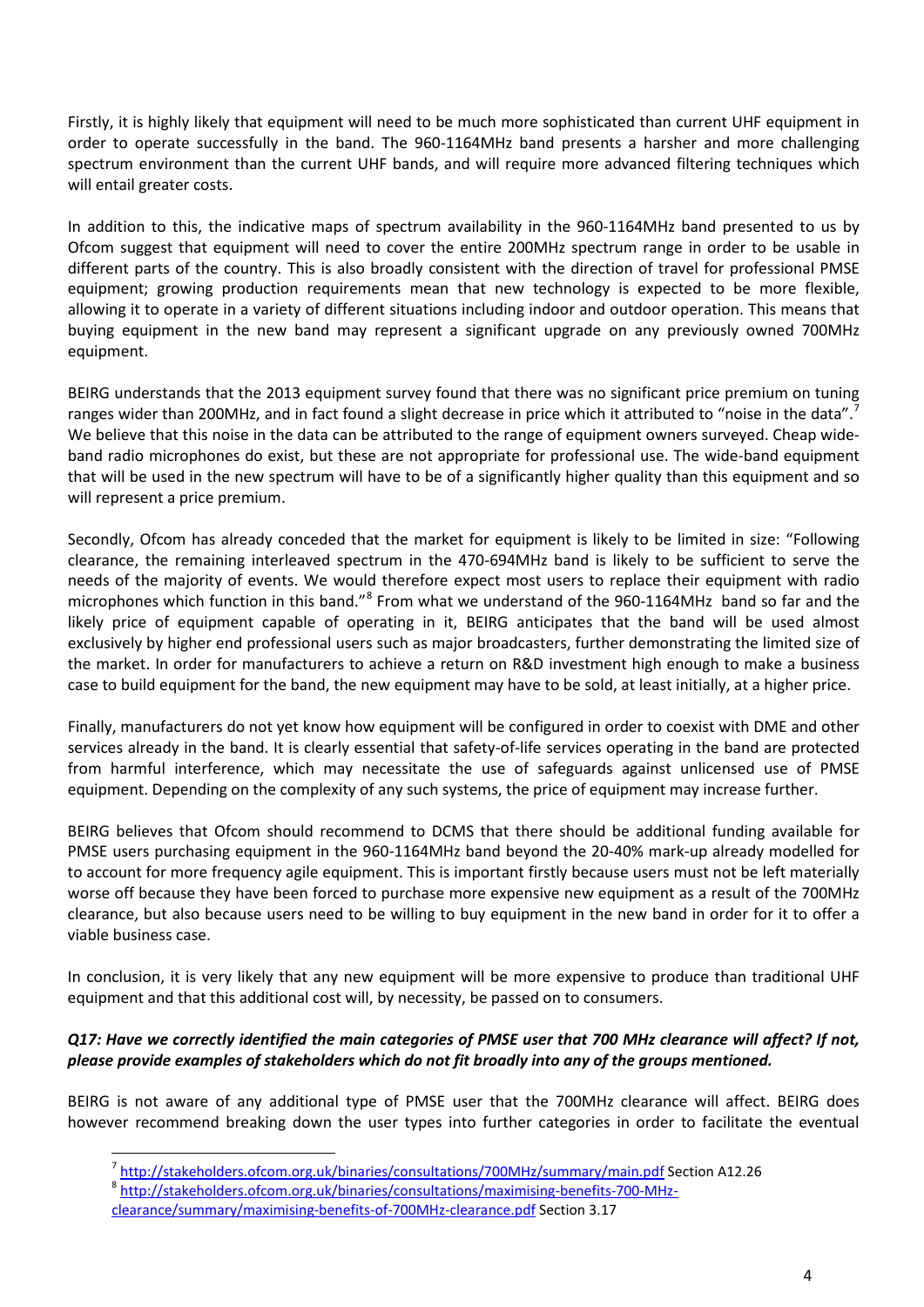Firstly, it is highly likely that equipment will need to be much more sophisticated than current UHF equipment in order to operate successfully in the band. The 960-1164MHz band presents a harsher and more challenging spectrum environment than the current UHF bands, and will require more advanced filtering techniques which will entail greater costs.

In addition to this, the indicative maps of spectrum availability in the 960-1164MHz band presented to us by Ofcom suggest that equipment will need to cover the entire 200MHz spectrum range in order to be usable in different parts of the country. This is also broadly consistent with the direction of travel for professional PMSE equipment; growing production requirements mean that new technology is expected to be more flexible, allowing it to operate in a variety of different situations including indoor and outdoor operation. This means that buying equipment in the new band may represent a significant upgrade on any previously owned 700MHz equipment.

BEIRG understands that the 2013 equipment survey found that there was no significant price premium on tuning ranges wider than 200MHz, and in fact found a slight decrease in price which it attributed to "noise in the data".[7] We believe that this noise in the data can be attributed to the range of equipment owners surveyed. Cheap wide-band radio microphones do exist, but these are not appropriate for professional use. The wide-band equipment that will be used in the new spectrum will have to be of a significantly higher quality than this equipment and so will represent a price premium.

Secondly, Ofcom has already conceded that the market for equipment is likely to be limited in size: "Following clearance, the remaining interleaved spectrum in the 470-694MHz band is likely to be sufficient to serve the needs of the majority of events. We would therefore expect most users to replace their equipment with radio microphones which function in this band."[8] From what we understand of the 960-1164MHz band so far and the likely price of equipment capable of operating in it, BEIRG anticipates that the band will be used almost exclusively by higher end professional users such as major broadcasters, further demonstrating the limited size of the market. In order for manufacturers to achieve a return on R&D investment high enough to make a business case to build equipment for the band, the new equipment may have to be sold, at least initially, at a higher price.

Finally, manufacturers do not yet know how equipment will be configured in order to coexist with DME and other services already in the band. It is clearly essential that safety-of-life services operating in the band are protected from harmful interference, which may necessitate the use of safeguards against unlicensed use of PMSE equipment. Depending on the complexity of any such systems, the price of equipment may increase further.

BEIRG believes that Ofcom should recommend to DCMS that there should be additional funding available for PMSE users purchasing equipment in the 960-1164MHz band beyond the 20-40% mark-up already modelled for to account for more frequency agile equipment. This is important firstly because users must not be left materially worse off because they have been forced to purchase more expensive new equipment as a result of the 700MHz clearance, but also because users need to be willing to buy equipment in the new band in order for it to offer a viable business case.

In conclusion, it is very likely that any new equipment will be more expensive to produce than traditional UHF equipment and that this additional cost will, by necessity, be passed on to consumers.

***Q17: Have we correctly identified the main categories of PMSE user that 700 MHz clearance will affect? If not, please provide examples of stakeholders which do not fit broadly into any of the groups mentioned.***

BEIRG is not aware of any additional type of PMSE user that the 700MHz clearance will affect. BEIRG does however recommend breaking down the user types into further categories in order to facilitate the eventual

[7] http://stakeholders.ofcom.org.uk/binaries/consultations/700MHz/summary/main.pdf Section A12.26

[8] http://stakeholders.ofcom.org.uk/binaries/consultations/maximising-benefits-700-MHz-clearance/summary/maximising-benefits-of-700MHz-clearance.pdf Section 3.17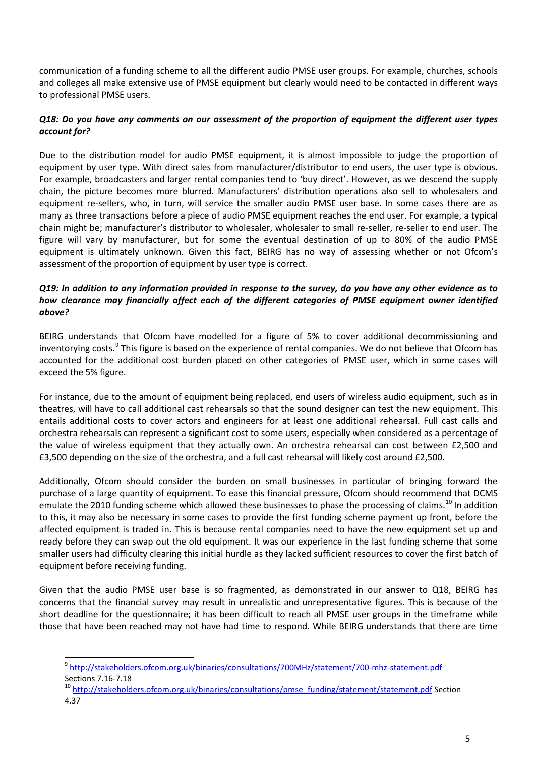communication of a funding scheme to all the different audio PMSE user groups. For example, churches, schools and colleges all make extensive use of PMSE equipment but clearly would need to be contacted in different ways to professional PMSE users.

***Q18: Do you have any comments on our assessment of the proportion of equipment the different user types account for?***

Due to the distribution model for audio PMSE equipment, it is almost impossible to judge the proportion of equipment by user type. With direct sales from manufacturer/distributor to end users, the user type is obvious. For example, broadcasters and larger rental companies tend to 'buy direct'. However, as we descend the supply chain, the picture becomes more blurred. Manufacturers' distribution operations also sell to wholesalers and equipment re-sellers, who, in turn, will service the smaller audio PMSE user base. In some cases there are as many as three transactions before a piece of audio PMSE equipment reaches the end user. For example, a typical chain might be; manufacturer's distributor to wholesaler, wholesaler to small re-seller, re-seller to end user. The figure will vary by manufacturer, but for some the eventual destination of up to 80% of the audio PMSE equipment is ultimately unknown. Given this fact, BEIRG has no way of assessing whether or not Ofcom's assessment of the proportion of equipment by user type is correct.

***Q19: In addition to any information provided in response to the survey, do you have any other evidence as to how clearance may financially affect each of the different categories of PMSE equipment owner identified above?***

BEIRG understands that Ofcom have modelled for a figure of 5% to cover additional decommissioning and inventorying costs.[9] This figure is based on the experience of rental companies. We do not believe that Ofcom has accounted for the additional cost burden placed on other categories of PMSE user, which in some cases will exceed the 5% figure.

For instance, due to the amount of equipment being replaced, end users of wireless audio equipment, such as in theatres, will have to call additional cast rehearsals so that the sound designer can test the new equipment. This entails additional costs to cover actors and engineers for at least one additional rehearsal. Full cast calls and orchestra rehearsals can represent a significant cost to some users, especially when considered as a percentage of the value of wireless equipment that they actually own. An orchestra rehearsal can cost between £2,500 and £3,500 depending on the size of the orchestra, and a full cast rehearsal will likely cost around £2,500.

Additionally, Ofcom should consider the burden on small businesses in particular of bringing forward the purchase of a large quantity of equipment. To ease this financial pressure, Ofcom should recommend that DCMS emulate the 2010 funding scheme which allowed these businesses to phase the processing of claims.[10] In addition to this, it may also be necessary in some cases to provide the first funding scheme payment up front, before the affected equipment is traded in. This is because rental companies need to have the new equipment set up and ready before they can swap out the old equipment. It was our experience in the last funding scheme that some smaller users had difficulty clearing this initial hurdle as they lacked sufficient resources to cover the first batch of equipment before receiving funding.

Given that the audio PMSE user base is so fragmented, as demonstrated in our answer to Q18, BEIRG has concerns that the financial survey may result in unrealistic and unrepresentative figures. This is because of the short deadline for the questionnaire; it has been difficult to reach all PMSE user groups in the timeframe while those that have been reached may not have had time to respond. While BEIRG understands that there are time

---

[9] http://stakeholders.ofcom.org.uk/binaries/consultations/700MHz/statement/700-mhz-statement.pdf Sections 7.16-7.18

[10] http://stakeholders.ofcom.org.uk/binaries/consultations/pmse_funding/statement/statement.pdf Section 4.37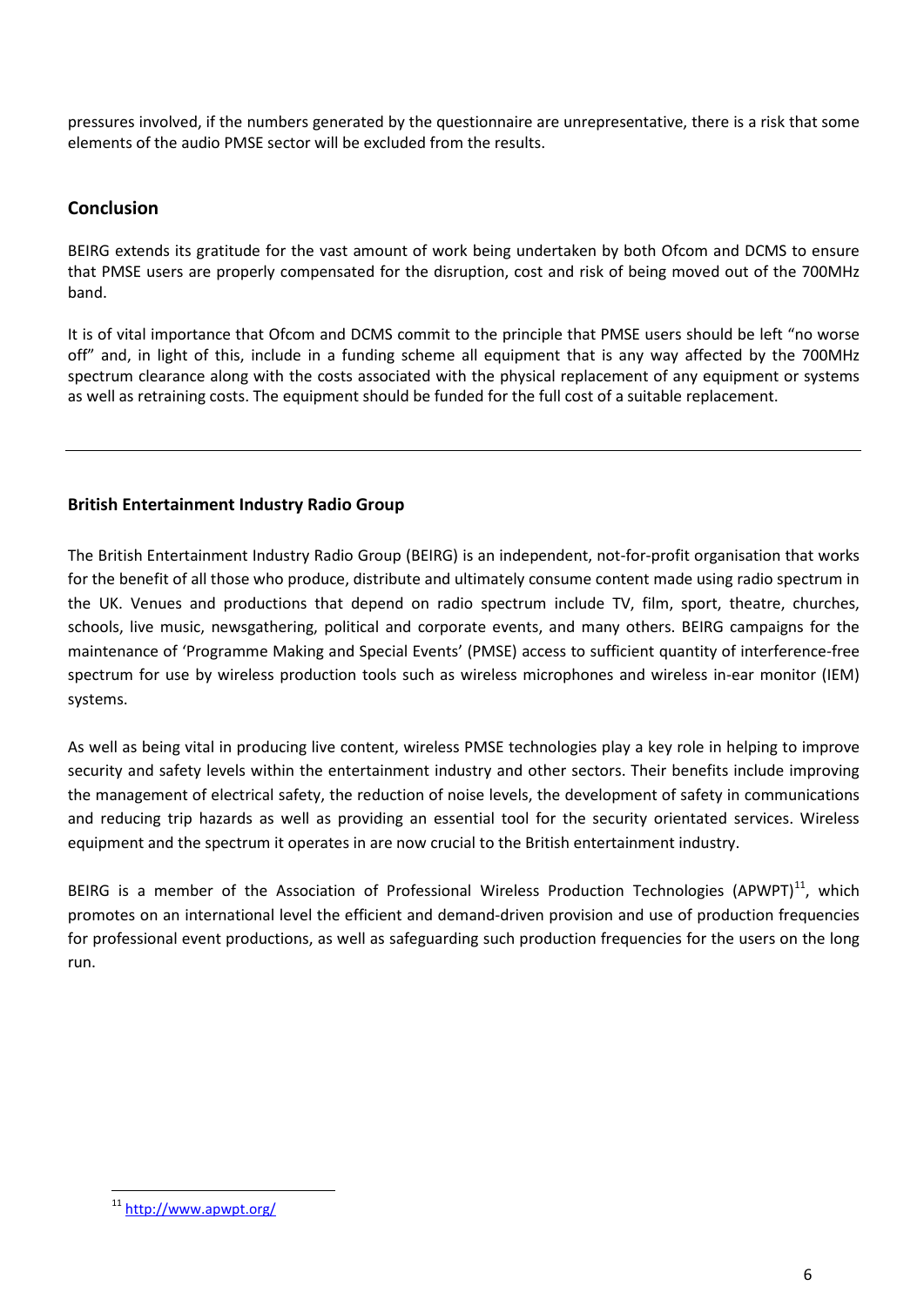pressures involved, if the numbers generated by the questionnaire are unrepresentative, there is a risk that some elements of the audio PMSE sector will be excluded from the results.

## Conclusion

BEIRG extends its gratitude for the vast amount of work being undertaken by both Ofcom and DCMS to ensure that PMSE users are properly compensated for the disruption, cost and risk of being moved out of the 700MHz band.

It is of vital importance that Ofcom and DCMS commit to the principle that PMSE users should be left "no worse off" and, in light of this, include in a funding scheme all equipment that is any way affected by the 700MHz spectrum clearance along with the costs associated with the physical replacement of any equipment or systems as well as retraining costs. The equipment should be funded for the full cost of a suitable replacement.

---

### British Entertainment Industry Radio Group

The British Entertainment Industry Radio Group (BEIRG) is an independent, not-for-profit organisation that works for the benefit of all those who produce, distribute and ultimately consume content made using radio spectrum in the UK. Venues and productions that depend on radio spectrum include TV, film, sport, theatre, churches, schools, live music, newsgathering, political and corporate events, and many others. BEIRG campaigns for the maintenance of 'Programme Making and Special Events' (PMSE) access to sufficient quantity of interference-free spectrum for use by wireless production tools such as wireless microphones and wireless in-ear monitor (IEM) systems.

As well as being vital in producing live content, wireless PMSE technologies play a key role in helping to improve security and safety levels within the entertainment industry and other sectors. Their benefits include improving the management of electrical safety, the reduction of noise levels, the development of safety in communications and reducing trip hazards as well as providing an essential tool for the security orientated services. Wireless equipment and the spectrum it operates in are now crucial to the British entertainment industry.

BEIRG is a member of the Association of Professional Wireless Production Technologies (APWPT)[11], which promotes on an international level the efficient and demand-driven provision and use of production frequencies for professional event productions, as well as safeguarding such production frequencies for the users on the long run.

[11] http://www.apwpt.org/